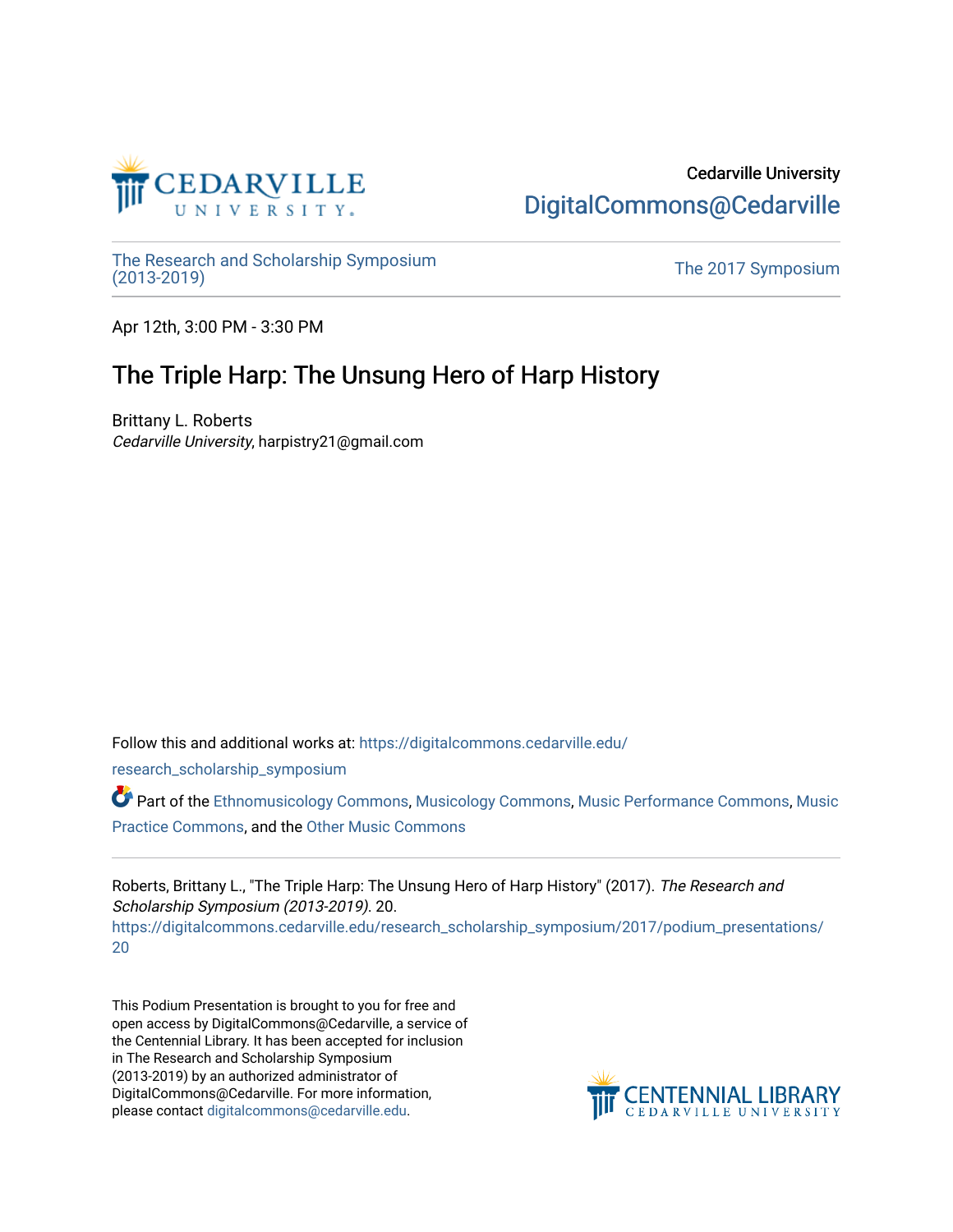Cedarville University

DigitalCommons@Cedarville

The Research and Scholarship Symposium (2013-2019)

The 2017 Symposium

Apr 12th, 3:00 PM - 3:30 PM

# The Triple Harp: The Unsung Hero of Harp History

Brittany L. Roberts
*Cedarville University*, harpistry21@gmail.com

Follow this and additional works at: https://digitalcommons.cedarville.edu/research_scholarship_symposium

Part of the Ethnomusicology Commons, Musicology Commons, Music Performance Commons, Music Practice Commons, and the Other Music Commons

Roberts, Brittany L., "The Triple Harp: The Unsung Hero of Harp History" (2017). *The Research and Scholarship Symposium (2013-2019)*. 20.
https://digitalcommons.cedarville.edu/research_scholarship_symposium/2017/podium_presentations/20

This Podium Presentation is brought to you for free and open access by DigitalCommons@Cedarville, a service of the Centennial Library. It has been accepted for inclusion in The Research and Scholarship Symposium (2013-2019) by an authorized administrator of DigitalCommons@Cedarville. For more information, please contact digitalcommons@cedarville.edu.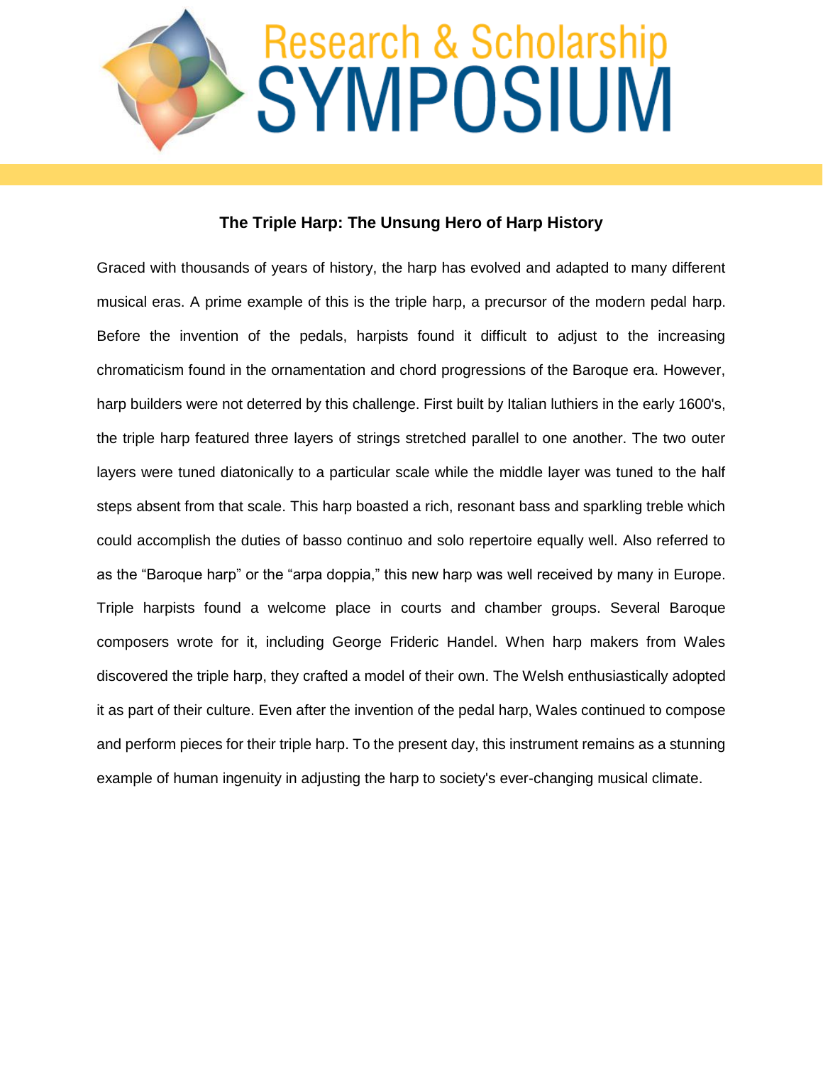**The Triple Harp: The Unsung Hero of Harp History**

Graced with thousands of years of history, the harp has evolved and adapted to many different musical eras. A prime example of this is the triple harp, a precursor of the modern pedal harp. Before the invention of the pedals, harpists found it difficult to adjust to the increasing chromaticism found in the ornamentation and chord progressions of the Baroque era. However, harp builders were not deterred by this challenge. First built by Italian luthiers in the early 1600's, the triple harp featured three layers of strings stretched parallel to one another. The two outer layers were tuned diatonically to a particular scale while the middle layer was tuned to the half steps absent from that scale. This harp boasted a rich, resonant bass and sparkling treble which could accomplish the duties of basso continuo and solo repertoire equally well. Also referred to as the “Baroque harp” or the “arpa doppia,” this new harp was well received by many in Europe. Triple harpists found a welcome place in courts and chamber groups. Several Baroque composers wrote for it, including George Frideric Handel. When harp makers from Wales discovered the triple harp, they crafted a model of their own. The Welsh enthusiastically adopted it as part of their culture. Even after the invention of the pedal harp, Wales continued to compose and perform pieces for their triple harp. To the present day, this instrument remains as a stunning example of human ingenuity in adjusting the harp to society's ever-changing musical climate.